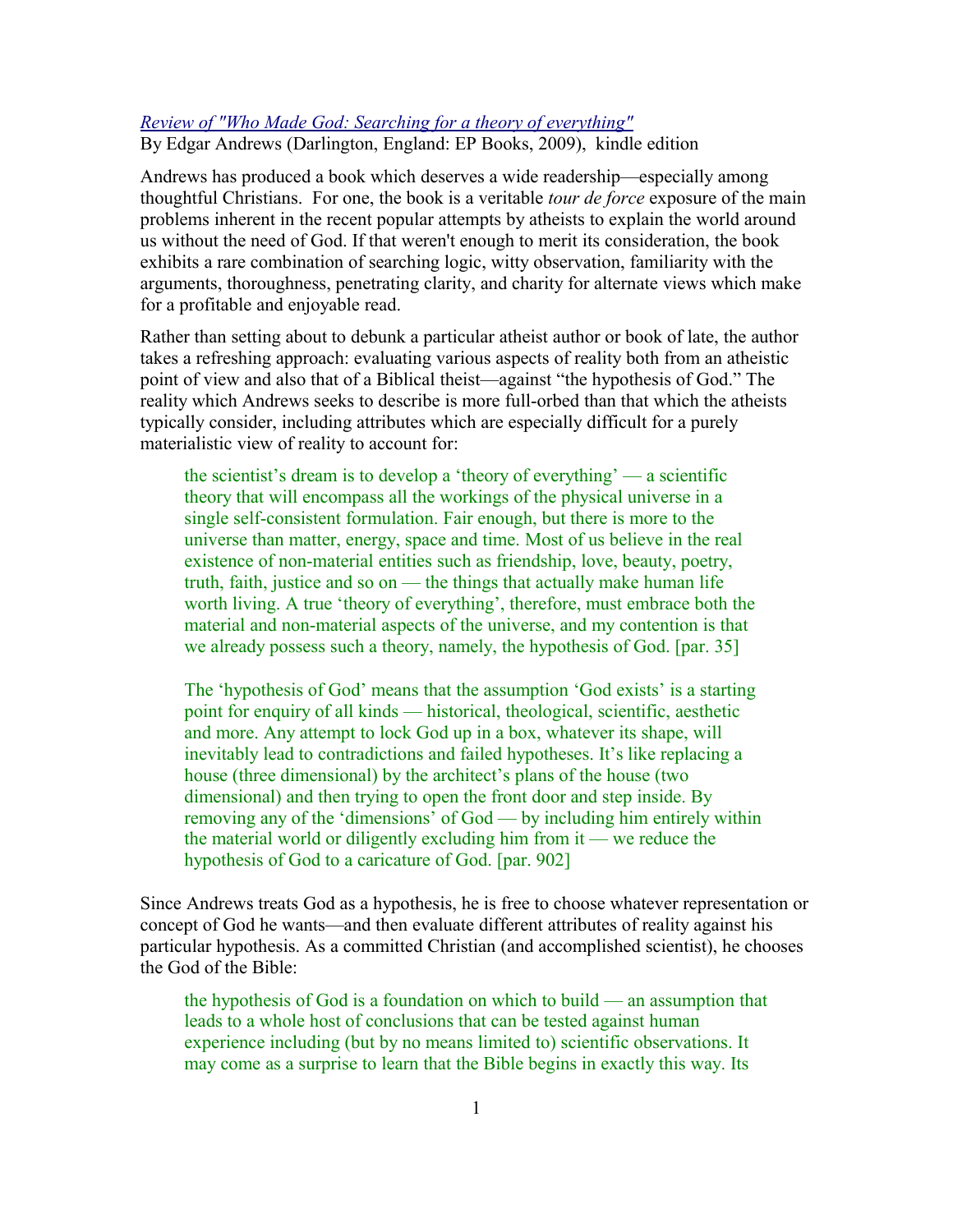[Review of "Who Made God: Searching for a theory of everything"]

By Edgar Andrews (Darlington, England: EP Books, 2009), kindle edition

Andrews has produced a book which deserves a wide readership—especially among thoughtful Christians. For one, the book is a veritable *tour de force* exposure of the main problems inherent in the recent popular attempts by atheists to explain the world around us without the need of God. If that weren't enough to merit its consideration, the book exhibits a rare combination of searching logic, witty observation, familiarity with the arguments, thoroughness, penetrating clarity, and charity for alternate views which make for a profitable and enjoyable read.

Rather than setting about to debunk a particular atheist author or book of late, the author takes a refreshing approach: evaluating various aspects of reality both from an atheistic point of view and also that of a Biblical theist—against "the hypothesis of God." The reality which Andrews seeks to describe is more full-orbed than that which the atheists typically consider, including attributes which are especially difficult for a purely materialistic view of reality to account for:

> the scientist's dream is to develop a 'theory of everything' — a scientific theory that will encompass all the workings of the physical universe in a single self-consistent formulation. Fair enough, but there is more to the universe than matter, energy, space and time. Most of us believe in the real existence of non-material entities such as friendship, love, beauty, poetry, truth, faith, justice and so on — the things that actually make human life worth living. A true 'theory of everything', therefore, must embrace both the material and non-material aspects of the universe, and my contention is that we already possess such a theory, namely, the hypothesis of God. [par. 35]

> The 'hypothesis of God' means that the assumption 'God exists' is a starting point for enquiry of all kinds — historical, theological, scientific, aesthetic and more. Any attempt to lock God up in a box, whatever its shape, will inevitably lead to contradictions and failed hypotheses. It's like replacing a house (three dimensional) by the architect's plans of the house (two dimensional) and then trying to open the front door and step inside. By removing any of the 'dimensions' of God — by including him entirely within the material world or diligently excluding him from it — we reduce the hypothesis of God to a caricature of God. [par. 902]

Since Andrews treats God as a hypothesis, he is free to choose whatever representation or concept of God he wants—and then evaluate different attributes of reality against his particular hypothesis. As a committed Christian (and accomplished scientist), he chooses the God of the Bible:

> the hypothesis of God is a foundation on which to build — an assumption that leads to a whole host of conclusions that can be tested against human experience including (but by no means limited to) scientific observations. It may come as a surprise to learn that the Bible begins in exactly this way. Its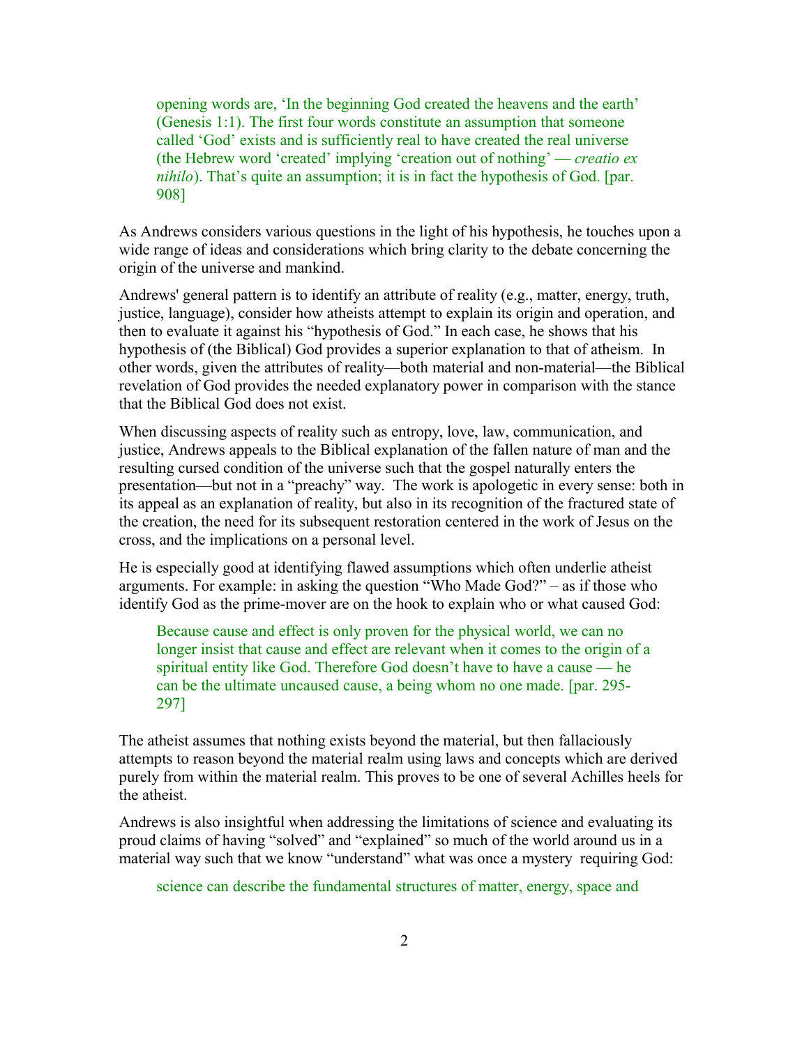> opening words are, 'In the beginning God created the heavens and the earth' (Genesis 1:1). The first four words constitute an assumption that someone called 'God' exists and is sufficiently real to have created the real universe (the Hebrew word 'created' implying 'creation out of nothing' — *creatio ex nihilo*). That's quite an assumption; it is in fact the hypothesis of God. [par. 908]

As Andrews considers various questions in the light of his hypothesis, he touches upon a wide range of ideas and considerations which bring clarity to the debate concerning the origin of the universe and mankind.

Andrews' general pattern is to identify an attribute of reality (e.g., matter, energy, truth, justice, language), consider how atheists attempt to explain its origin and operation, and then to evaluate it against his "hypothesis of God." In each case, he shows that his hypothesis of (the Biblical) God provides a superior explanation to that of atheism. In other words, given the attributes of reality—both material and non-material—the Biblical revelation of God provides the needed explanatory power in comparison with the stance that the Biblical God does not exist.

When discussing aspects of reality such as entropy, love, law, communication, and justice, Andrews appeals to the Biblical explanation of the fallen nature of man and the resulting cursed condition of the universe such that the gospel naturally enters the presentation—but not in a "preachy" way. The work is apologetic in every sense: both in its appeal as an explanation of reality, but also in its recognition of the fractured state of the creation, the need for its subsequent restoration centered in the work of Jesus on the cross, and the implications on a personal level.

He is especially good at identifying flawed assumptions which often underlie atheist arguments. For example: in asking the question "Who Made God?" – as if those who identify God as the prime-mover are on the hook to explain who or what caused God:

> Because cause and effect is only proven for the physical world, we can no longer insist that cause and effect are relevant when it comes to the origin of a spiritual entity like God. Therefore God doesn't have to have a cause — he can be the ultimate uncaused cause, a being whom no one made. [par. 295-297]

The atheist assumes that nothing exists beyond the material, but then fallaciously attempts to reason beyond the material realm using laws and concepts which are derived purely from within the material realm. This proves to be one of several Achilles heels for the atheist.

Andrews is also insightful when addressing the limitations of science and evaluating its proud claims of having "solved" and "explained" so much of the world around us in a material way such that we know "understand" what was once a mystery requiring God:

> science can describe the fundamental structures of matter, energy, space and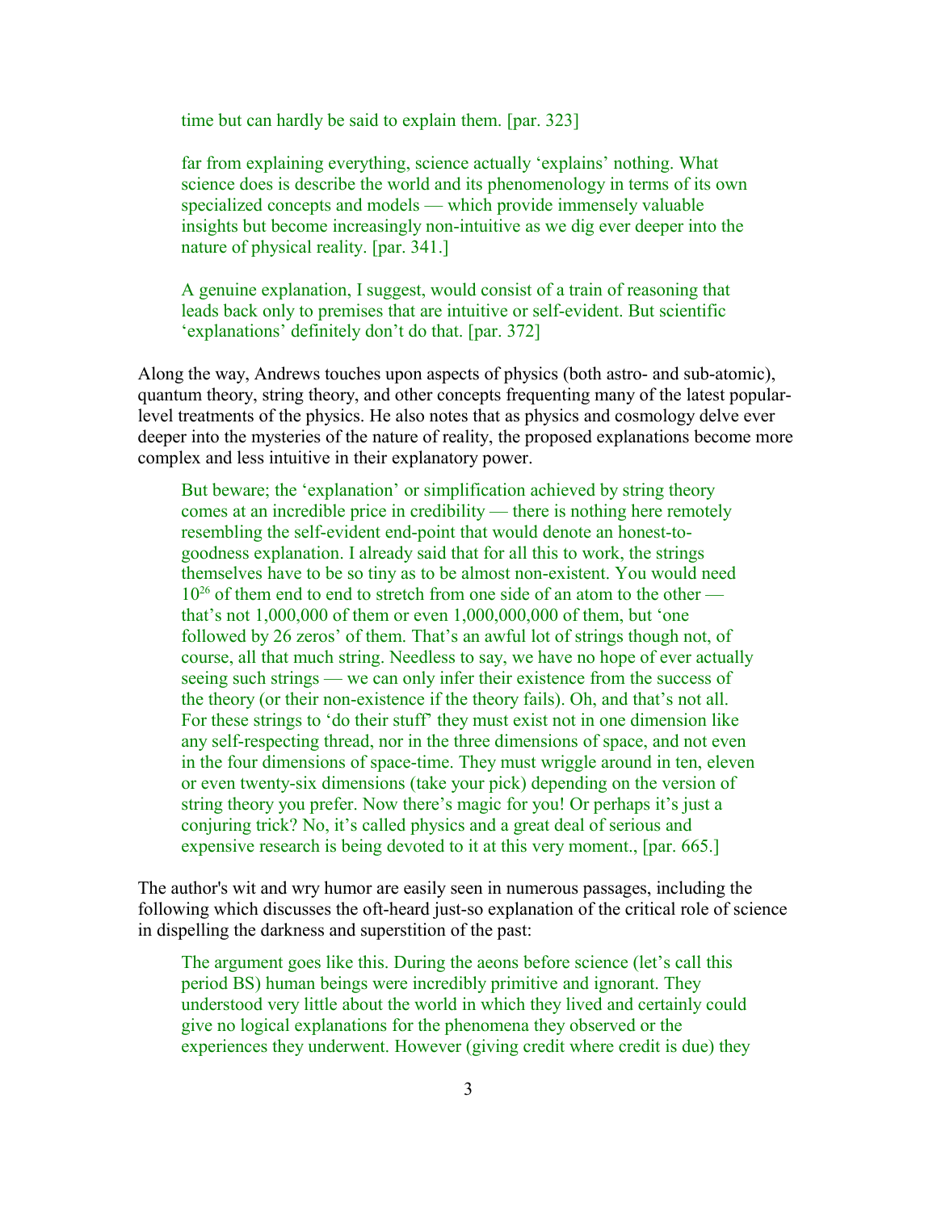> time but can hardly be said to explain them. [par. 323]

> far from explaining everything, science actually 'explains' nothing. What science does is describe the world and its phenomenology in terms of its own specialized concepts and models — which provide immensely valuable insights but become increasingly non-intuitive as we dig ever deeper into the nature of physical reality. [par. 341.]

> A genuine explanation, I suggest, would consist of a train of reasoning that leads back only to premises that are intuitive or self-evident. But scientific 'explanations' definitely don't do that. [par. 372]

Along the way, Andrews touches upon aspects of physics (both astro- and sub-atomic), quantum theory, string theory, and other concepts frequenting many of the latest popular-level treatments of the physics. He also notes that as physics and cosmology delve ever deeper into the mysteries of the nature of reality, the proposed explanations become more complex and less intuitive in their explanatory power.

> But beware; the 'explanation' or simplification achieved by string theory comes at an incredible price in credibility — there is nothing here remotely resembling the self-evident end-point that would denote an honest-to-goodness explanation. I already said that for all this to work, the strings themselves have to be so tiny as to be almost non-existent. You would need $10^{26}$ of them end to end to stretch from one side of an atom to the other — that's not 1,000,000 of them or even 1,000,000,000 of them, but 'one followed by 26 zeros' of them. That's an awful lot of strings though not, of course, all that much string. Needless to say, we have no hope of ever actually seeing such strings — we can only infer their existence from the success of the theory (or their non-existence if the theory fails). Oh, and that's not all. For these strings to 'do their stuff' they must exist not in one dimension like any self-respecting thread, nor in the three dimensions of space, and not even in the four dimensions of space-time. They must wriggle around in ten, eleven or even twenty-six dimensions (take your pick) depending on the version of string theory you prefer. Now there's magic for you! Or perhaps it's just a conjuring trick? No, it's called physics and a great deal of serious and expensive research is being devoted to it at this very moment., [par. 665.]

The author's wit and wry humor are easily seen in numerous passages, including the following which discusses the oft-heard just-so explanation of the critical role of science in dispelling the darkness and superstition of the past:

> The argument goes like this. During the aeons before science (let's call this period BS) human beings were incredibly primitive and ignorant. They understood very little about the world in which they lived and certainly could give no logical explanations for the phenomena they observed or the experiences they underwent. However (giving credit where credit is due) they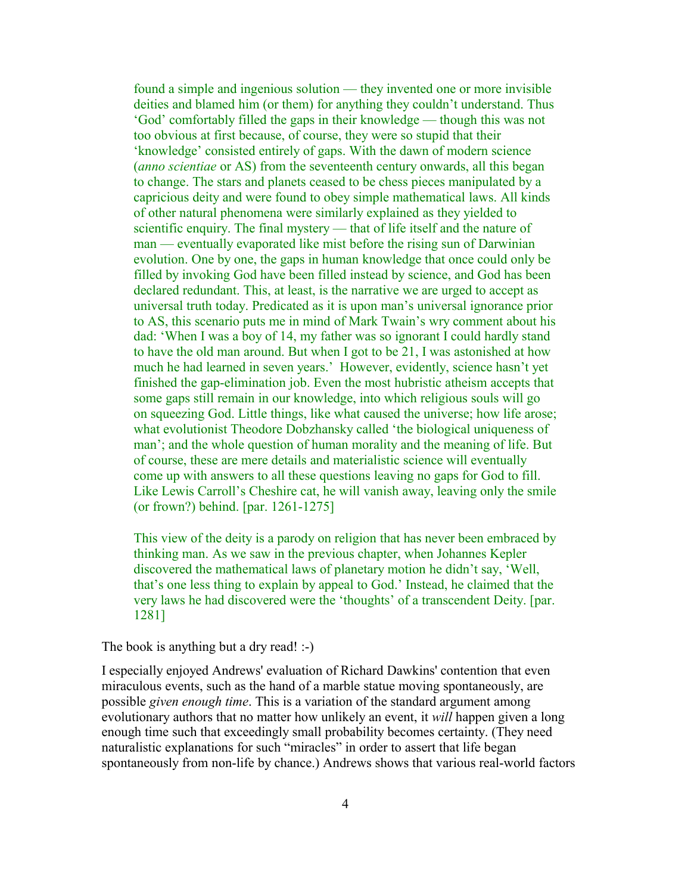> found a simple and ingenious solution — they invented one or more invisible deities and blamed him (or them) for anything they couldn't understand. Thus 'God' comfortably filled the gaps in their knowledge — though this was not too obvious at first because, of course, they were so stupid that their 'knowledge' consisted entirely of gaps. With the dawn of modern science (*anno scientiae* or AS) from the seventeenth century onwards, all this began to change. The stars and planets ceased to be chess pieces manipulated by a capricious deity and were found to obey simple mathematical laws. All kinds of other natural phenomena were similarly explained as they yielded to scientific enquiry. The final mystery — that of life itself and the nature of man — eventually evaporated like mist before the rising sun of Darwinian evolution. One by one, the gaps in human knowledge that once could only be filled by invoking God have been filled instead by science, and God has been declared redundant. This, at least, is the narrative we are urged to accept as universal truth today. Predicated as it is upon man's universal ignorance prior to AS, this scenario puts me in mind of Mark Twain's wry comment about his dad: 'When I was a boy of 14, my father was so ignorant I could hardly stand to have the old man around. But when I got to be 21, I was astonished at how much he had learned in seven years.' However, evidently, science hasn't yet finished the gap-elimination job. Even the most hubristic atheism accepts that some gaps still remain in our knowledge, into which religious souls will go on squeezing God. Little things, like what caused the universe; how life arose; what evolutionist Theodore Dobzhansky called 'the biological uniqueness of man'; and the whole question of human morality and the meaning of life. But of course, these are mere details and materialistic science will eventually come up with answers to all these questions leaving no gaps for God to fill. Like Lewis Carroll's Cheshire cat, he will vanish away, leaving only the smile (or frown?) behind. [par. 1261-1275]
>
> This view of the deity is a parody on religion that has never been embraced by thinking man. As we saw in the previous chapter, when Johannes Kepler discovered the mathematical laws of planetary motion he didn't say, 'Well, that's one less thing to explain by appeal to God.' Instead, he claimed that the very laws he had discovered were the 'thoughts' of a transcendent Deity. [par. 1281]

The book is anything but a dry read! :-)

I especially enjoyed Andrews' evaluation of Richard Dawkins' contention that even miraculous events, such as the hand of a marble statue moving spontaneously, are possible *given enough time*. This is a variation of the standard argument among evolutionary authors that no matter how unlikely an event, it *will* happen given a long enough time such that exceedingly small probability becomes certainty. (They need naturalistic explanations for such "miracles" in order to assert that life began spontaneously from non-life by chance.) Andrews shows that various real-world factors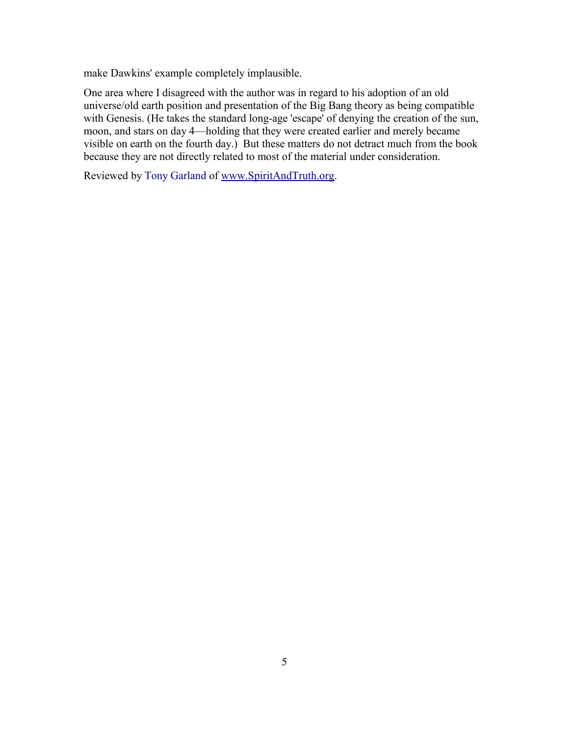make Dawkins' example completely implausible.

One area where I disagreed with the author was in regard to his adoption of an old universe/old earth position and presentation of the Big Bang theory as being compatible with Genesis. (He takes the standard long-age 'escape' of denying the creation of the sun, moon, and stars on day 4—holding that they were created earlier and merely became visible on earth on the fourth day.) But these matters do not detract much from the book because they are not directly related to most of the material under consideration.

Reviewed by Tony Garland of www.SpiritAndTruth.org.